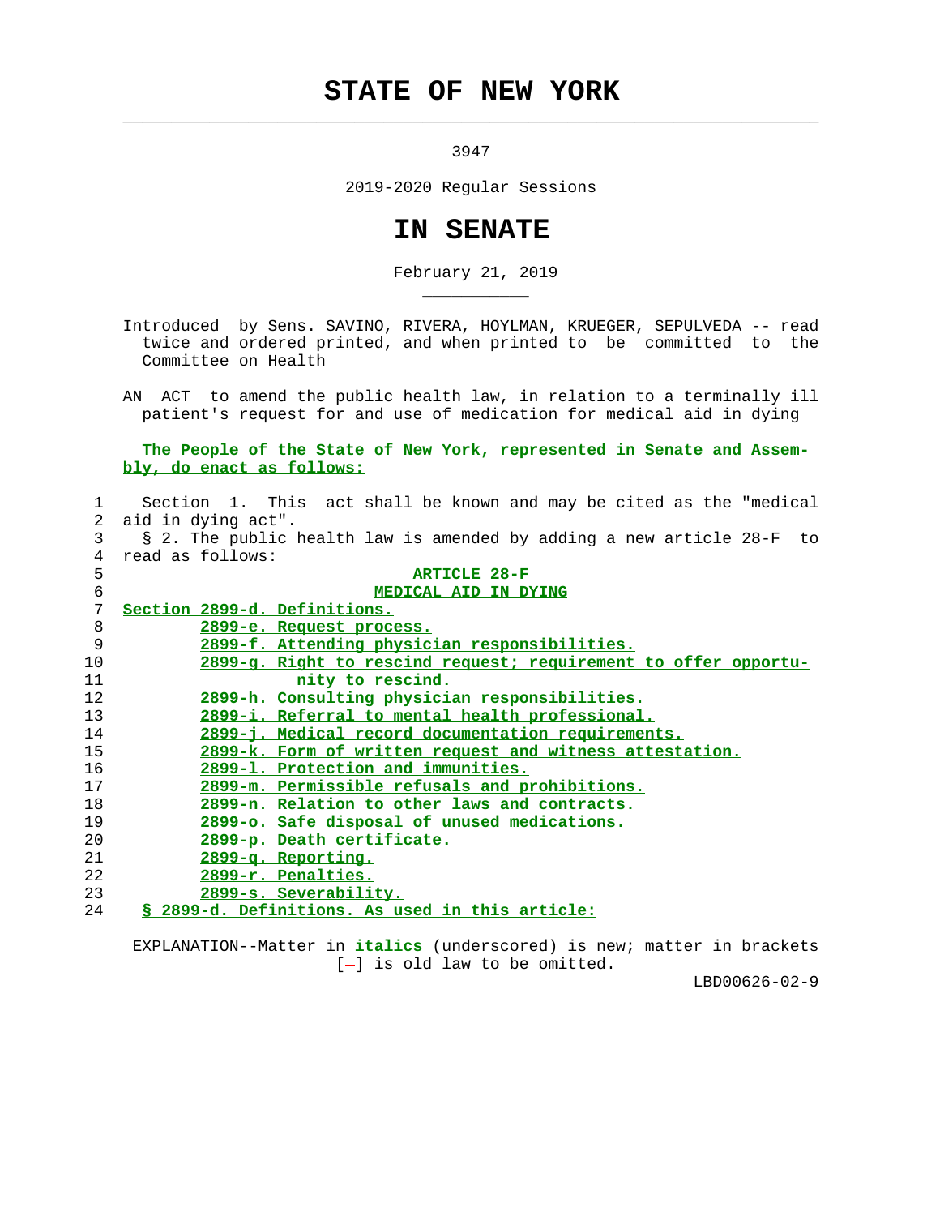# STATE OF NEW YORK

3947

2019-2020 Regular Sessions

# IN SENATE

February 21, 2019

Introduced by Sens. SAVINO, RIVERA, HOYLMAN, KRUEGER, SEPULVEDA -- read twice and ordered printed, and when printed to be committed to the Committee on Health

AN ACT to amend the public health law, in relation to a terminally ill patient's request for and use of medication for medical aid in dying

**The People of the State of New York, represented in Senate and Assembly, do enact as follows:**

1 Section 1. This act shall be known and may be cited as the "medical
2 aid in dying act".
3 § 2. The public health law is amended by adding a new article 28-F to
4 read as follows:

5 **ARTICLE 28-F**
6 **MEDICAL AID IN DYING**

7 Section 2899-d. Definitions.
8 2899-e. Request process.
9 2899-f. Attending physician responsibilities.
10 2899-g. Right to rescind request; requirement to offer opportu-
11 nity to rescind.
12 2899-h. Consulting physician responsibilities.
13 2899-i. Referral to mental health professional.
14 2899-j. Medical record documentation requirements.
15 2899-k. Form of written request and witness attestation.
16 2899-l. Protection and immunities.
17 2899-m. Permissible refusals and prohibitions.
18 2899-n. Relation to other laws and contracts.
19 2899-o. Safe disposal of unused medications.
20 2899-p. Death certificate.
21 2899-q. Reporting.
22 2899-r. Penalties.
23 2899-s. Severability.
24 § 2899-d. Definitions. As used in this article:

EXPLANATION--Matter in *italics* (underscored) is new; matter in brackets [-] is old law to be omitted.

LBD00626-02-9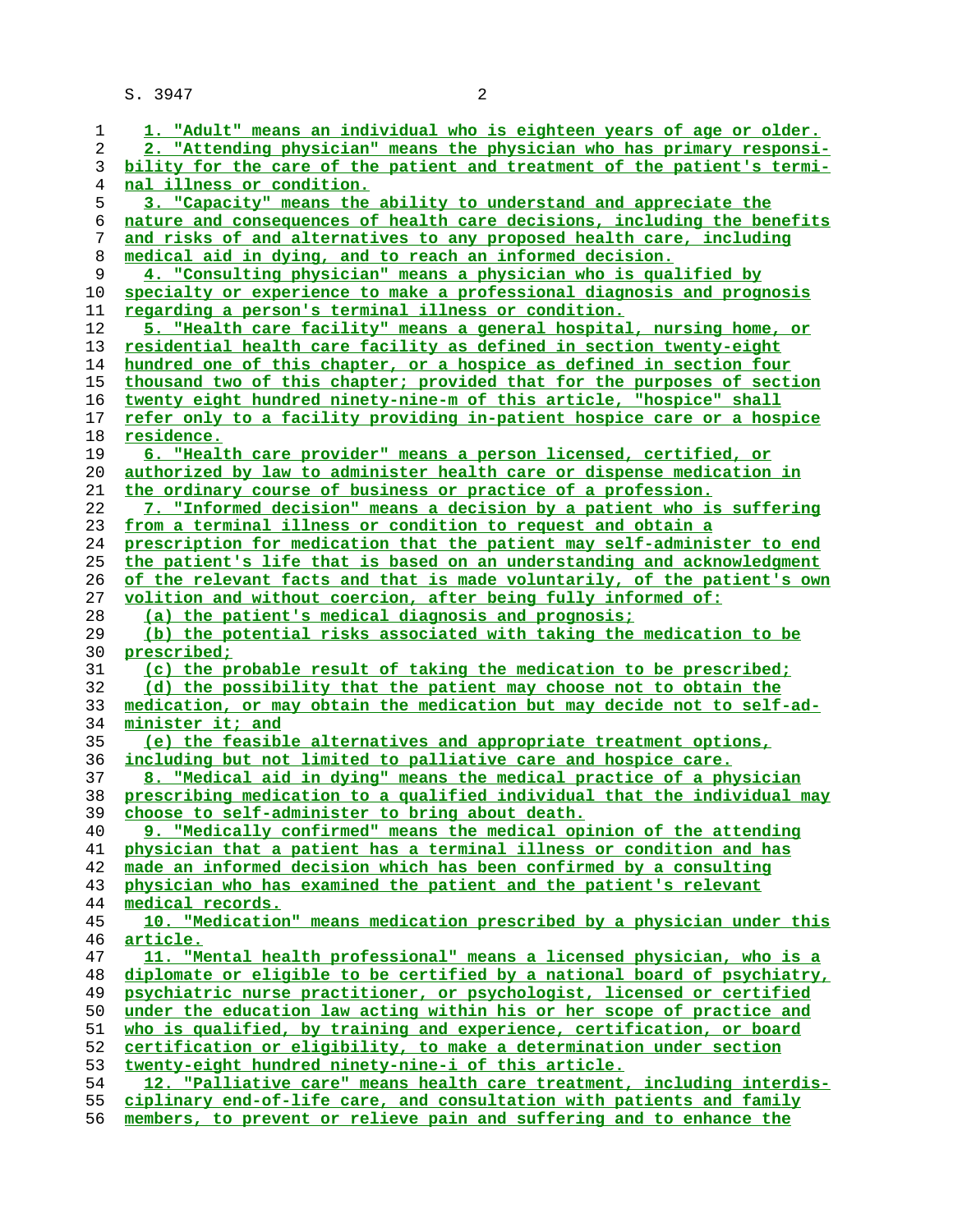1. "Adult" means an individual who is eighteen years of age or older.

2. "Attending physician" means the physician who has primary responsibility for the care of the patient and treatment of the patient's terminal illness or condition.

3. "Capacity" means the ability to understand and appreciate the nature and consequences of health care decisions, including the benefits and risks of and alternatives to any proposed health care, including medical aid in dying, and to reach an informed decision.

4. "Consulting physician" means a physician who is qualified by specialty or experience to make a professional diagnosis and prognosis regarding a person's terminal illness or condition.

5. "Health care facility" means a general hospital, nursing home, or residential health care facility as defined in section twenty-eight hundred one of this chapter, or a hospice as defined in section four thousand two of this chapter; provided that for the purposes of section twenty eight hundred ninety-nine-m of this article, "hospice" shall refer only to a facility providing in-patient hospice care or a hospice residence.

6. "Health care provider" means a person licensed, certified, or authorized by law to administer health care or dispense medication in the ordinary course of business or practice of a profession.

7. "Informed decision" means a decision by a patient who is suffering from a terminal illness or condition to request and obtain a prescription for medication that the patient may self-administer to end the patient's life that is based on an understanding and acknowledgment of the relevant facts and that is made voluntarily, of the patient's own volition and without coercion, after being fully informed of:

(a) the patient's medical diagnosis and prognosis;

(b) the potential risks associated with taking the medication to be prescribed;

(c) the probable result of taking the medication to be prescribed;

(d) the possibility that the patient may choose not to obtain the medication, or may obtain the medication but may decide not to self-administer it; and

(e) the feasible alternatives and appropriate treatment options, including but not limited to palliative care and hospice care.

8. "Medical aid in dying" means the medical practice of a physician prescribing medication to a qualified individual that the individual may choose to self-administer to bring about death.

9. "Medically confirmed" means the medical opinion of the attending physician that a patient has a terminal illness or condition and has made an informed decision which has been confirmed by a consulting physician who has examined the patient and the patient's relevant medical records.

10. "Medication" means medication prescribed by a physician under this article.

11. "Mental health professional" means a licensed physician, who is a diplomate or eligible to be certified by a national board of psychiatry, psychiatric nurse practitioner, or psychologist, licensed or certified under the education law acting within his or her scope of practice and who is qualified, by training and experience, certification, or board certification or eligibility, to make a determination under section twenty-eight hundred ninety-nine-i of this article.

12. "Palliative care" means health care treatment, including interdisciplinary end-of-life care, and consultation with patients and family members, to prevent or relieve pain and suffering and to enhance the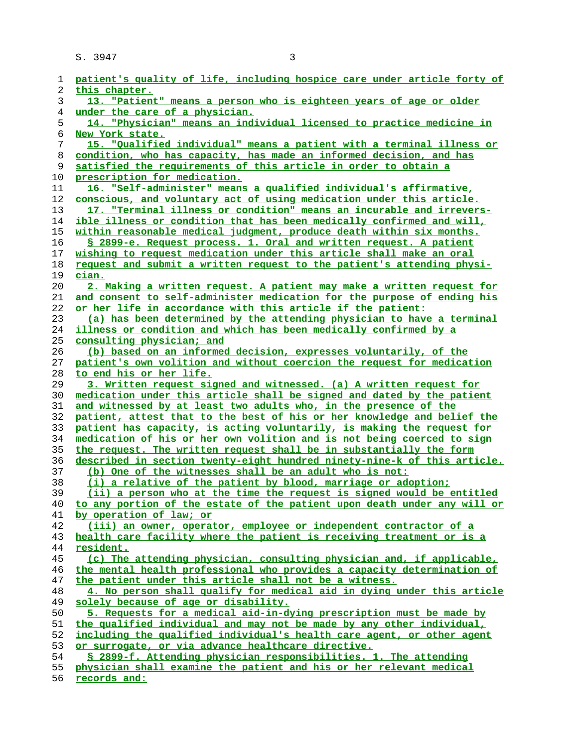patient's quality of life, including hospice care under article forty of this chapter.

13. "Patient" means a person who is eighteen years of age or older under the care of a physician.

14. "Physician" means an individual licensed to practice medicine in New York state.

15. "Qualified individual" means a patient with a terminal illness or condition, who has capacity, has made an informed decision, and has satisfied the requirements of this article in order to obtain a prescription for medication.

16. "Self-administer" means a qualified individual's affirmative, conscious, and voluntary act of using medication under this article.

17. "Terminal illness or condition" means an incurable and irreversible illness or condition that has been medically confirmed and will, within reasonable medical judgment, produce death within six months.

§ 2899-e. Request process. 1. Oral and written request. A patient wishing to request medication under this article shall make an oral request and submit a written request to the patient's attending physician.

2. Making a written request. A patient may make a written request for and consent to self-administer medication for the purpose of ending his or her life in accordance with this article if the patient:

(a) has been determined by the attending physician to have a terminal illness or condition and which has been medically confirmed by a consulting physician; and

(b) based on an informed decision, expresses voluntarily, of the patient's own volition and without coercion the request for medication to end his or her life.

3. Written request signed and witnessed. (a) A written request for medication under this article shall be signed and dated by the patient and witnessed by at least two adults who, in the presence of the patient, attest that to the best of his or her knowledge and belief the patient has capacity, is acting voluntarily, is making the request for medication of his or her own volition and is not being coerced to sign the request. The written request shall be in substantially the form described in section twenty-eight hundred ninety-nine-k of this article.

(b) One of the witnesses shall be an adult who is not:

(i) a relative of the patient by blood, marriage or adoption;

(ii) a person who at the time the request is signed would be entitled to any portion of the estate of the patient upon death under any will or by operation of law; or

(iii) an owner, operator, employee or independent contractor of a health care facility where the patient is receiving treatment or is a resident.

(c) The attending physician, consulting physician and, if applicable, the mental health professional who provides a capacity determination of the patient under this article shall not be a witness.

4. No person shall qualify for medical aid in dying under this article solely because of age or disability.

5. Requests for a medical aid-in-dying prescription must be made by the qualified individual and may not be made by any other individual, including the qualified individual's health care agent, or other agent or surrogate, or via advance healthcare directive.

§ 2899-f. Attending physician responsibilities. 1. The attending physician shall examine the patient and his or her relevant medical records and: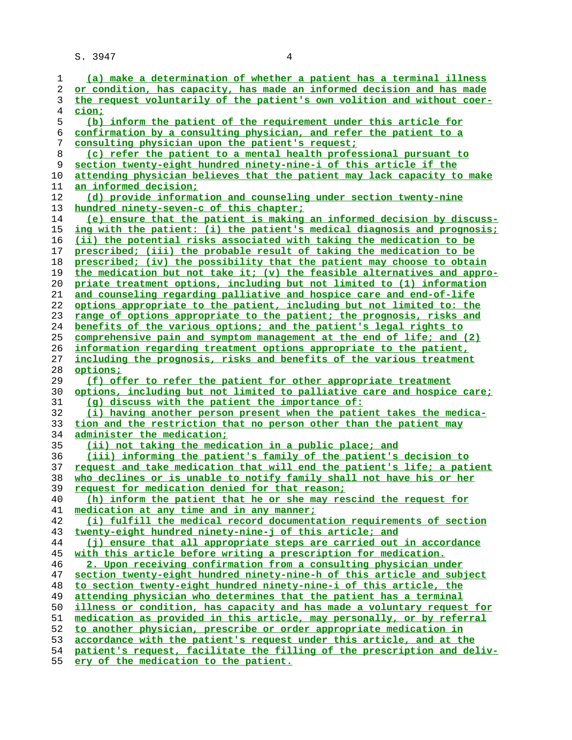(a) make a determination of whether a patient has a terminal illness or condition, has capacity, has made an informed decision and has made the request voluntarily of the patient's own volition and without coercion;

(b) inform the patient of the requirement under this article for confirmation by a consulting physician, and refer the patient to a consulting physician upon the patient's request;

(c) refer the patient to a mental health professional pursuant to section twenty-eight hundred ninety-nine-i of this article if the attending physician believes that the patient may lack capacity to make an informed decision;

(d) provide information and counseling under section twenty-nine hundred ninety-seven-c of this chapter;

(e) ensure that the patient is making an informed decision by discussing with the patient: (i) the patient's medical diagnosis and prognosis; (ii) the potential risks associated with taking the medication to be prescribed; (iii) the probable result of taking the medication to be prescribed; (iv) the possibility that the patient may choose to obtain the medication but not take it; (v) the feasible alternatives and appropriate treatment options, including but not limited to (1) information and counseling regarding palliative and hospice care and end-of-life options appropriate to the patient, including but not limited to: the range of options appropriate to the patient; the prognosis, risks and benefits of the various options; and the patient's legal rights to comprehensive pain and symptom management at the end of life; and (2) information regarding treatment options appropriate to the patient, including the prognosis, risks and benefits of the various treatment options;

(f) offer to refer the patient for other appropriate treatment options, including but not limited to palliative care and hospice care;

(g) discuss with the patient the importance of:

(i) having another person present when the patient takes the medication and the restriction that no person other than the patient may administer the medication;

(ii) not taking the medication in a public place; and

(iii) informing the patient's family of the patient's decision to request and take medication that will end the patient's life; a patient who declines or is unable to notify family shall not have his or her request for medication denied for that reason;

(h) inform the patient that he or she may rescind the request for medication at any time and in any manner;

(i) fulfill the medical record documentation requirements of section twenty-eight hundred ninety-nine-j of this article; and

(j) ensure that all appropriate steps are carried out in accordance with this article before writing a prescription for medication.

2. Upon receiving confirmation from a consulting physician under section twenty-eight hundred ninety-nine-h of this article and subject to section twenty-eight hundred ninety-nine-i of this article, the attending physician who determines that the patient has a terminal illness or condition, has capacity and has made a voluntary request for medication as provided in this article, may personally, or by referral to another physician, prescribe or order appropriate medication in accordance with the patient's request under this article, and at the patient's request, facilitate the filling of the prescription and delivery of the medication to the patient.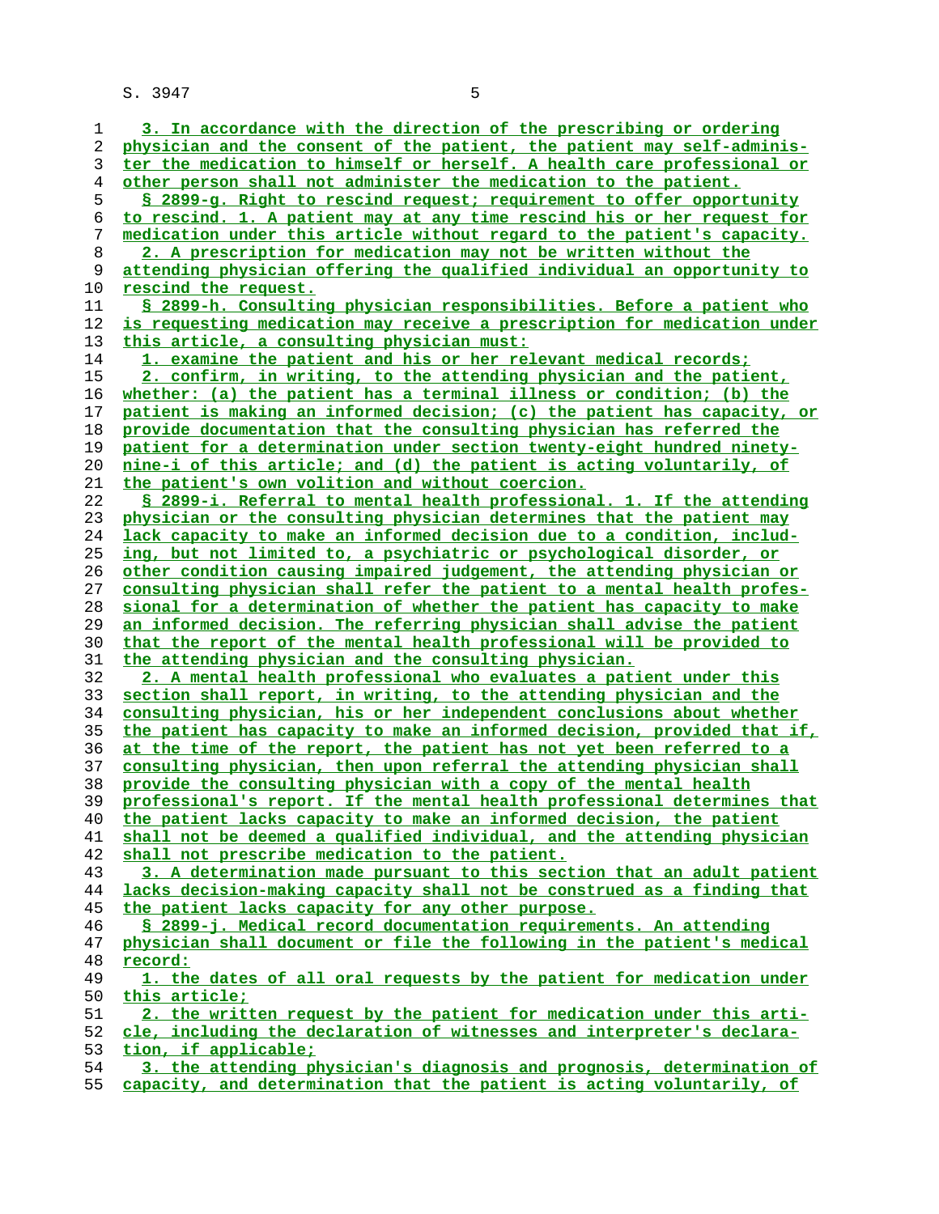3. In accordance with the direction of the prescribing or ordering physician and the consent of the patient, the patient may self-administer the medication to himself or herself. A health care professional or other person shall not administer the medication to the patient.

§ 2899-g. Right to rescind request; requirement to offer opportunity to rescind. 1. A patient may at any time rescind his or her request for medication under this article without regard to the patient's capacity.

2. A prescription for medication may not be written without the attending physician offering the qualified individual an opportunity to rescind the request.

§ 2899-h. Consulting physician responsibilities. Before a patient who is requesting medication may receive a prescription for medication under this article, a consulting physician must:

1. examine the patient and his or her relevant medical records;

2. confirm, in writing, to the attending physician and the patient, whether: (a) the patient has a terminal illness or condition; (b) the patient is making an informed decision; (c) the patient has capacity, or provide documentation that the consulting physician has referred the patient for a determination under section twenty-eight hundred ninety-nine-i of this article; and (d) the patient is acting voluntarily, of the patient's own volition and without coercion.

§ 2899-i. Referral to mental health professional. 1. If the attending physician or the consulting physician determines that the patient may lack capacity to make an informed decision due to a condition, including, but not limited to, a psychiatric or psychological disorder, or other condition causing impaired judgement, the attending physician or consulting physician shall refer the patient to a mental health professional for a determination of whether the patient has capacity to make an informed decision. The referring physician shall advise the patient that the report of the mental health professional will be provided to the attending physician and the consulting physician.

2. A mental health professional who evaluates a patient under this section shall report, in writing, to the attending physician and the consulting physician, his or her independent conclusions about whether the patient has capacity to make an informed decision, provided that if, at the time of the report, the patient has not yet been referred to a consulting physician, then upon referral the attending physician shall provide the consulting physician with a copy of the mental health professional's report. If the mental health professional determines that the patient lacks capacity to make an informed decision, the patient shall not be deemed a qualified individual, and the attending physician shall not prescribe medication to the patient.

3. A determination made pursuant to this section that an adult patient lacks decision-making capacity shall not be construed as a finding that the patient lacks capacity for any other purpose.

§ 2899-j. Medical record documentation requirements. An attending physician shall document or file the following in the patient's medical record:

1. the dates of all oral requests by the patient for medication under this article;

2. the written request by the patient for medication under this article, including the declaration of witnesses and interpreter's declaration, if applicable;

3. the attending physician's diagnosis and prognosis, determination of capacity, and determination that the patient is acting voluntarily, of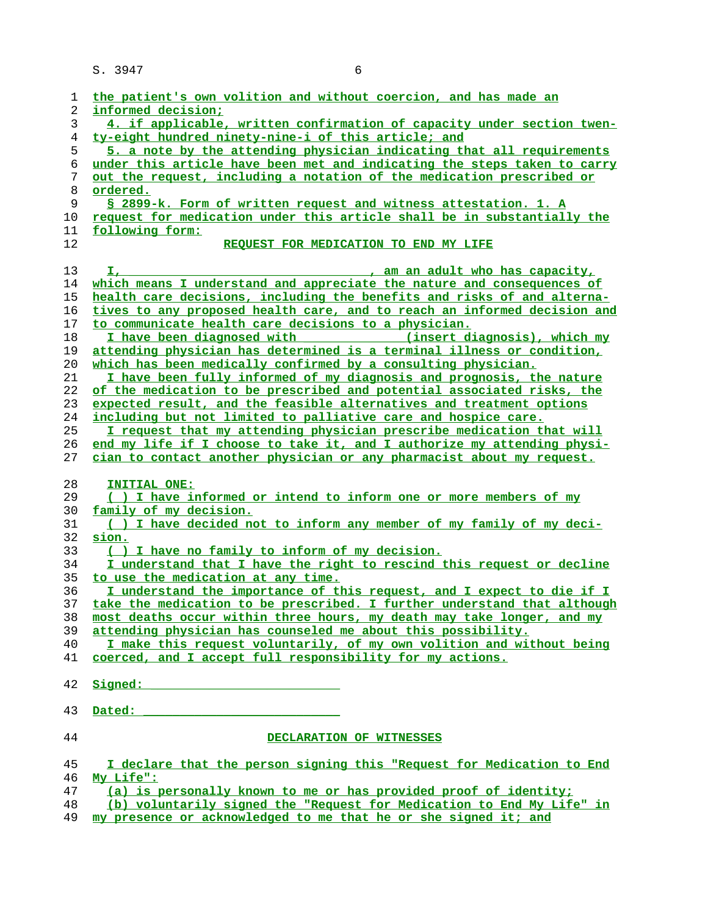the patient's own volition and without coercion, and has made an informed decision;

4. if applicable, written confirmation of capacity under section twenty-eight hundred ninety-nine-i of this article; and

5. a note by the attending physician indicating that all requirements under this article have been met and indicating the steps taken to carry out the request, including a notation of the medication prescribed or ordered.

§ 2899-k. Form of written request and witness attestation. 1. A request for medication under this article shall be in substantially the following form:

## REQUEST FOR MEDICATION TO END MY LIFE

I, ________________________________, am an adult who has capacity, which means I understand and appreciate the nature and consequences of health care decisions, including the benefits and risks of and alternatives to any proposed health care, and to reach an informed decision and to communicate health care decisions to a physician.

I have been diagnosed with ____________ (insert diagnosis), which my attending physician has determined is a terminal illness or condition, which has been medically confirmed by a consulting physician.

I have been fully informed of my diagnosis and prognosis, the nature of the medication to be prescribed and potential associated risks, the expected result, and the feasible alternatives and treatment options including but not limited to palliative care and hospice care.

I request that my attending physician prescribe medication that will end my life if I choose to take it, and I authorize my attending physician to contact another physician or any pharmacist about my request.

INITIAL ONE:

( ) I have informed or intend to inform one or more members of my family of my decision.

( ) I have decided not to inform any member of my family of my decision.

( ) I have no family to inform of my decision.

I understand that I have the right to rescind this request or decline to use the medication at any time.

I understand the importance of this request, and I expect to die if I take the medication to be prescribed. I further understand that although most deaths occur within three hours, my death may take longer, and my attending physician has counseled me about this possibility.

I make this request voluntarily, of my own volition and without being coerced, and I accept full responsibility for my actions.

Signed: __________________________

Dated: __________________________

## DECLARATION OF WITNESSES

I declare that the person signing this "Request for Medication to End My Life":

(a) is personally known to me or has provided proof of identity;

(b) voluntarily signed the "Request for Medication to End My Life" in my presence or acknowledged to me that he or she signed it; and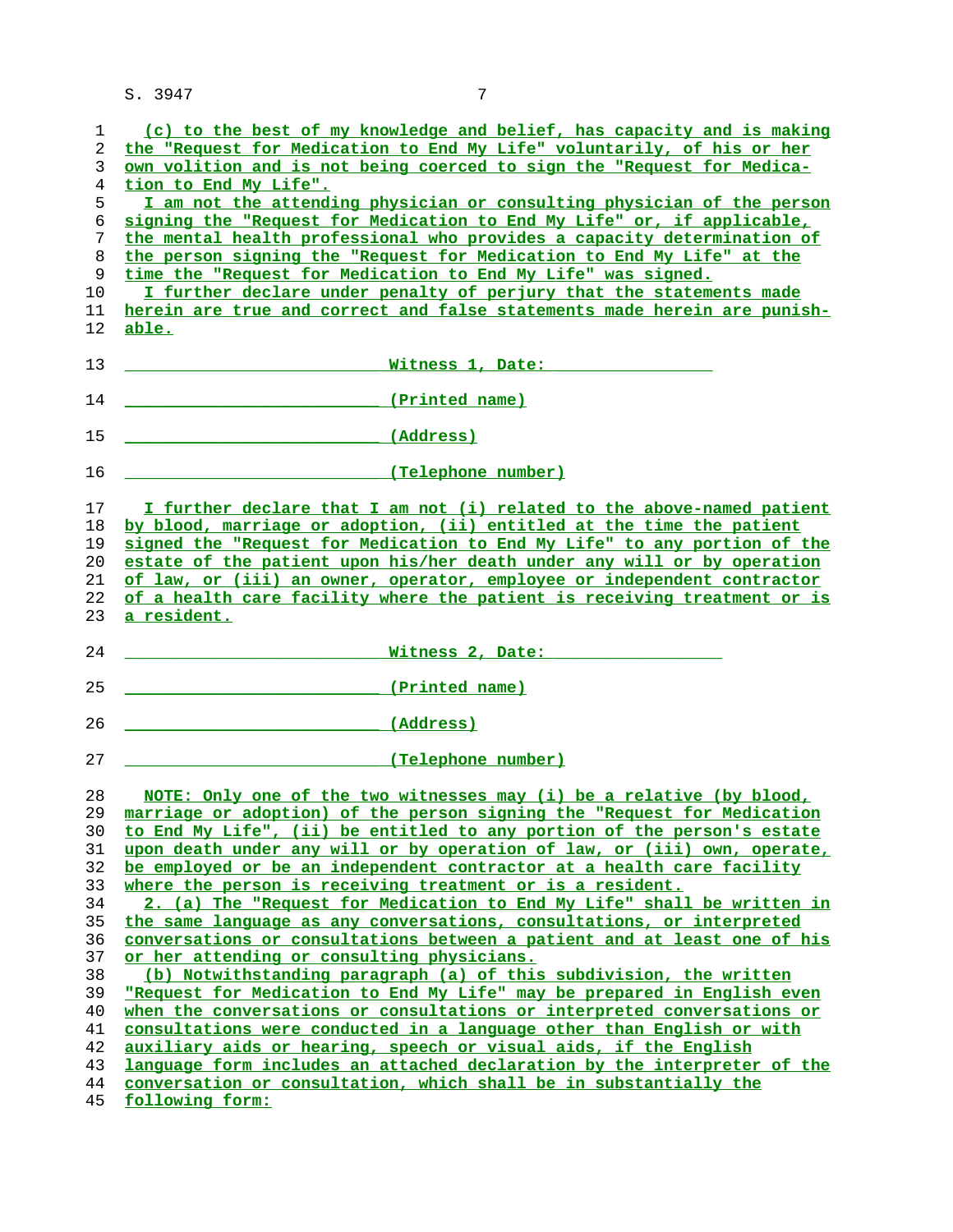(c) to the best of my knowledge and belief, has capacity and is making the "Request for Medication to End My Life" voluntarily, of his or her own volition and is not being coerced to sign the "Request for Medication to End My Life".

I am not the attending physician or consulting physician of the person signing the "Request for Medication to End My Life" or, if applicable, the mental health professional who provides a capacity determination of the person signing the "Request for Medication to End My Life" at the time the "Request for Medication to End My Life" was signed.

I further declare under penalty of perjury that the statements made herein are true and correct and false statements made herein are punishable.

__________________________ Witness 1, Date: ________________

__________________________ (Printed name)

__________________________ (Address)

__________________________ (Telephone number)

I further declare that I am not (i) related to the above-named patient by blood, marriage or adoption, (ii) entitled at the time the patient signed the "Request for Medication to End My Life" to any portion of the estate of the patient upon his/her death under any will or by operation of law, or (iii) an owner, operator, employee or independent contractor of a health care facility where the patient is receiving treatment or is a resident.

__________________________ Witness 2, Date: _________________

__________________________ (Printed name)

__________________________ (Address)

__________________________ (Telephone number)

NOTE: Only one of the two witnesses may (i) be a relative (by blood, marriage or adoption) of the person signing the "Request for Medication to End My Life", (ii) be entitled to any portion of the person's estate upon death under any will or by operation of law, or (iii) own, operate, be employed or be an independent contractor at a health care facility where the person is receiving treatment or is a resident.

2. (a) The "Request for Medication to End My Life" shall be written in the same language as any conversations, consultations, or interpreted conversations or consultations between a patient and at least one of his or her attending or consulting physicians.

(b) Notwithstanding paragraph (a) of this subdivision, the written "Request for Medication to End My Life" may be prepared in English even when the conversations or consultations or interpreted conversations or consultations were conducted in a language other than English or with auxiliary aids or hearing, speech or visual aids, if the English language form includes an attached declaration by the interpreter of the conversation or consultation, which shall be in substantially the following form: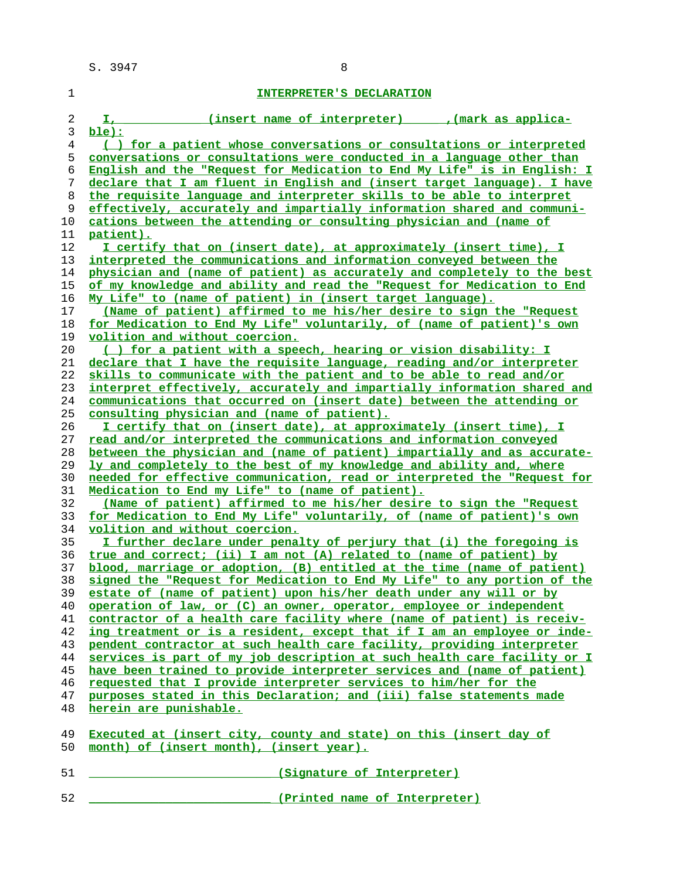## INTERPRETER'S DECLARATION

I, ____________ (insert name of interpreter) ______, (mark as applicable):

( ) for a patient whose conversations or consultations or interpreted conversations or consultations were conducted in a language other than English and the "Request for Medication to End My Life" is in English: I declare that I am fluent in English and (insert target language). I have the requisite language and interpreter skills to be able to interpret effectively, accurately and impartially information shared and communications between the attending or consulting physician and (name of patient).

I certify that on (insert date), at approximately (insert time), I interpreted the communications and information conveyed between the physician and (name of patient) as accurately and completely to the best of my knowledge and ability and read the "Request for Medication to End My Life" to (name of patient) in (insert target language).

(Name of patient) affirmed to me his/her desire to sign the "Request for Medication to End My Life" voluntarily, of (name of patient)'s own volition and without coercion.

( ) for a patient with a speech, hearing or vision disability: I declare that I have the requisite language, reading and/or interpreter skills to communicate with the patient and to be able to read and/or interpret effectively, accurately and impartially information shared and communications that occurred on (insert date) between the attending or consulting physician and (name of patient).

I certify that on (insert date), at approximately (insert time), I read and/or interpreted the communications and information conveyed between the physician and (name of patient) impartially and as accurately and completely to the best of my knowledge and ability and, where needed for effective communication, read or interpreted the "Request for Medication to End my Life" to (name of patient).

(Name of patient) affirmed to me his/her desire to sign the "Request for Medication to End My Life" voluntarily, of (name of patient)'s own volition and without coercion.

I further declare under penalty of perjury that (i) the foregoing is true and correct; (ii) I am not (A) related to (name of patient) by blood, marriage or adoption, (B) entitled at the time (name of patient) signed the "Request for Medication to End My Life" to any portion of the estate of (name of patient) upon his/her death under any will or by operation of law, or (C) an owner, operator, employee or independent contractor of a health care facility where (name of patient) is receiving treatment or is a resident, except that if I am an employee or independent contractor at such health care facility, providing interpreter services is part of my job description at such health care facility or I have been trained to provide interpreter services and (name of patient) requested that I provide interpreter services to him/her for the purposes stated in this Declaration; and (iii) false statements made herein are punishable.

Executed at (insert city, county and state) on this (insert day of month) of (insert month), (insert year).

__________________________ (Signature of Interpreter)

__________________________ (Printed name of Interpreter)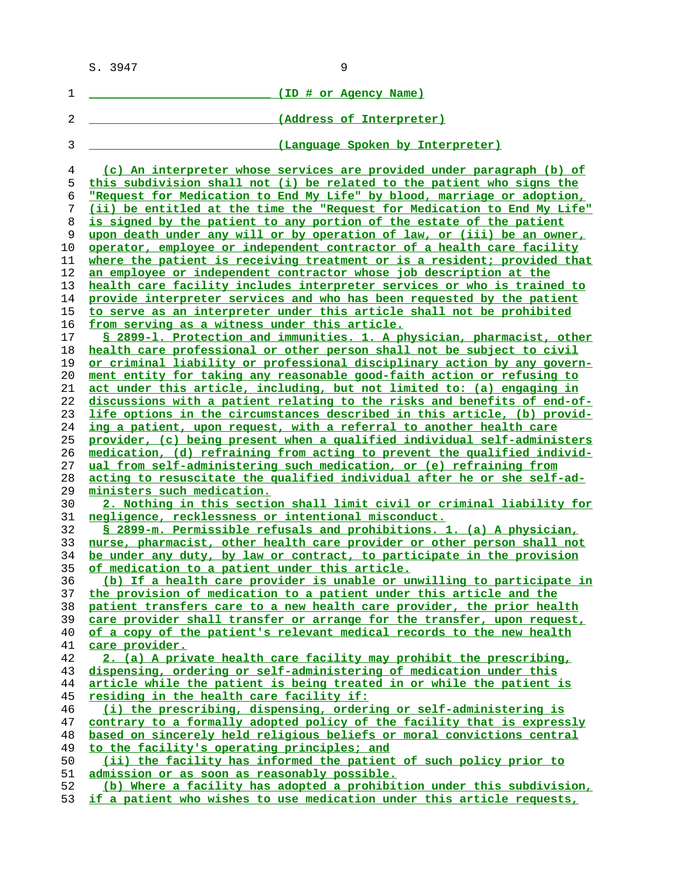__________________________ (ID # or Agency Name)

__________________________ (Address of Interpreter)

__________________________ (Language Spoken by Interpreter)

(c) An interpreter whose services are provided under paragraph (b) of this subdivision shall not (i) be related to the patient who signs the "Request for Medication to End My Life" by blood, marriage or adoption, (ii) be entitled at the time the "Request for Medication to End My Life" is signed by the patient to any portion of the estate of the patient upon death under any will or by operation of law, or (iii) be an owner, operator, employee or independent contractor of a health care facility where the patient is receiving treatment or is a resident; provided that an employee or independent contractor whose job description at the health care facility includes interpreter services or who is trained to provide interpreter services and who has been requested by the patient to serve as an interpreter under this article shall not be prohibited from serving as a witness under this article.

§ 2899-l. Protection and immunities. 1. A physician, pharmacist, other health care professional or other person shall not be subject to civil or criminal liability or professional disciplinary action by any government entity for taking any reasonable good-faith action or refusing to act under this article, including, but not limited to: (a) engaging in discussions with a patient relating to the risks and benefits of end-of-life options in the circumstances described in this article, (b) providing a patient, upon request, with a referral to another health care provider, (c) being present when a qualified individual self-administers medication, (d) refraining from acting to prevent the qualified individual from self-administering such medication, or (e) refraining from acting to resuscitate the qualified individual after he or she self-administers such medication.

2. Nothing in this section shall limit civil or criminal liability for negligence, recklessness or intentional misconduct.

§ 2899-m. Permissible refusals and prohibitions. 1. (a) A physician, nurse, pharmacist, other health care provider or other person shall not be under any duty, by law or contract, to participate in the provision of medication to a patient under this article.

(b) If a health care provider is unable or unwilling to participate in the provision of medication to a patient under this article and the patient transfers care to a new health care provider, the prior health care provider shall transfer or arrange for the transfer, upon request, of a copy of the patient's relevant medical records to the new health care provider.

2. (a) A private health care facility may prohibit the prescribing, dispensing, ordering or self-administering of medication under this article while the patient is being treated in or while the patient is residing in the health care facility if:

(i) the prescribing, dispensing, ordering or self-administering is contrary to a formally adopted policy of the facility that is expressly based on sincerely held religious beliefs or moral convictions central to the facility's operating principles; and

(ii) the facility has informed the patient of such policy prior to admission or as soon as reasonably possible.

(b) Where a facility has adopted a prohibition under this subdivision, if a patient who wishes to use medication under this article requests,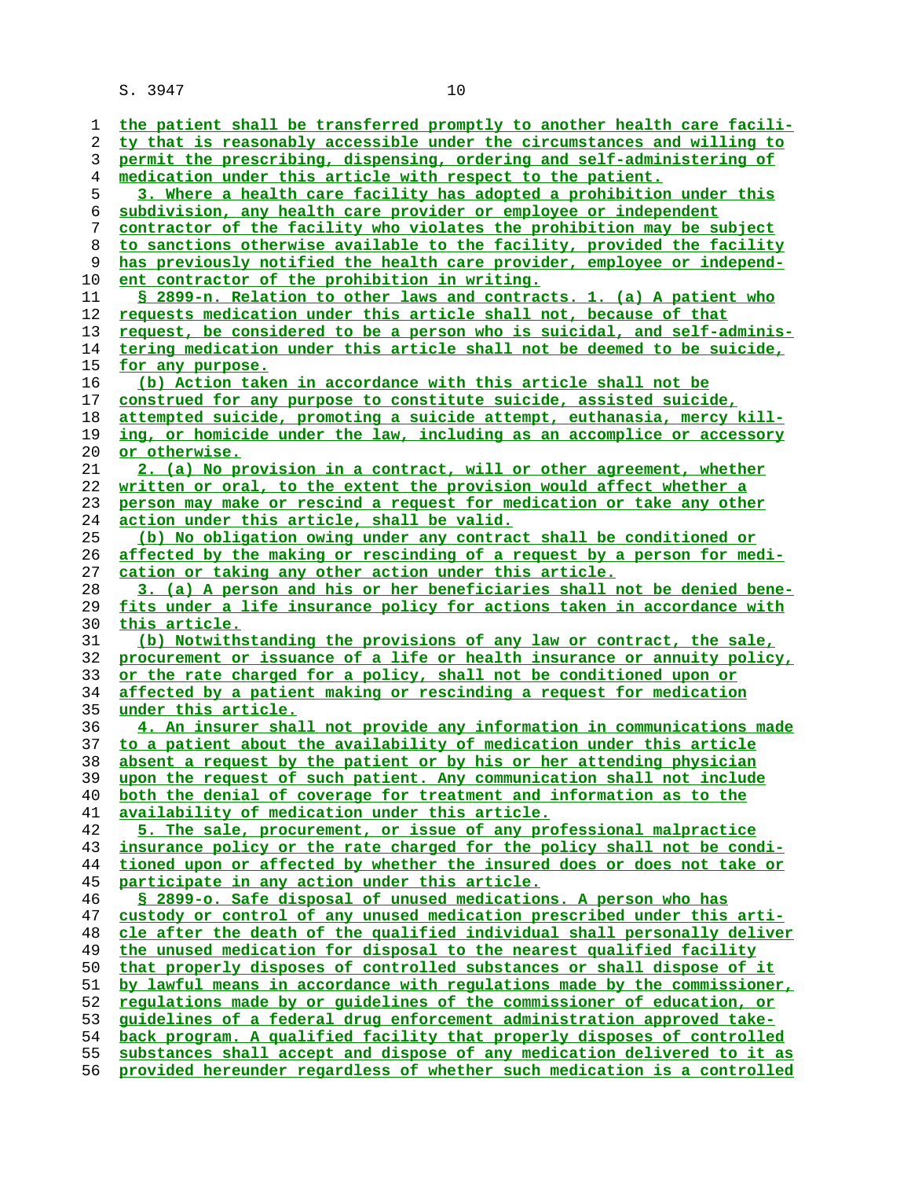the patient shall be transferred promptly to another health care facility that is reasonably accessible under the circumstances and willing to permit the prescribing, dispensing, ordering and self-administering of medication under this article with respect to the patient.

3. Where a health care facility has adopted a prohibition under this subdivision, any health care provider or employee or independent contractor of the facility who violates the prohibition may be subject to sanctions otherwise available to the facility, provided the facility has previously notified the health care provider, employee or independent contractor of the prohibition in writing.

§ 2899-n. Relation to other laws and contracts. 1. (a) A patient who requests medication under this article shall not, because of that request, be considered to be a person who is suicidal, and self-administering medication under this article shall not be deemed to be suicide, for any purpose.

(b) Action taken in accordance with this article shall not be construed for any purpose to constitute suicide, assisted suicide, attempted suicide, promoting a suicide attempt, euthanasia, mercy killing, or homicide under the law, including as an accomplice or accessory or otherwise.

2. (a) No provision in a contract, will or other agreement, whether written or oral, to the extent the provision would affect whether a person may make or rescind a request for medication or take any other action under this article, shall be valid.

(b) No obligation owing under any contract shall be conditioned or affected by the making or rescinding of a request by a person for medication or taking any other action under this article.

3. (a) A person and his or her beneficiaries shall not be denied benefits under a life insurance policy for actions taken in accordance with this article.

(b) Notwithstanding the provisions of any law or contract, the sale, procurement or issuance of a life or health insurance or annuity policy, or the rate charged for a policy, shall not be conditioned upon or affected by a patient making or rescinding a request for medication under this article.

4. An insurer shall not provide any information in communications made to a patient about the availability of medication under this article absent a request by the patient or by his or her attending physician upon the request of such patient. Any communication shall not include both the denial of coverage for treatment and information as to the availability of medication under this article.

5. The sale, procurement, or issue of any professional malpractice insurance policy or the rate charged for the policy shall not be conditioned upon or affected by whether the insured does or does not take or participate in any action under this article.

§ 2899-o. Safe disposal of unused medications. A person who has custody or control of any unused medication prescribed under this article after the death of the qualified individual shall personally deliver the unused medication for disposal to the nearest qualified facility that properly disposes of controlled substances or shall dispose of it by lawful means in accordance with regulations made by the commissioner, regulations made by or guidelines of the commissioner of education, or guidelines of a federal drug enforcement administration approved take-back program. A qualified facility that properly disposes of controlled substances shall accept and dispose of any medication delivered to it as provided hereunder regardless of whether such medication is a controlled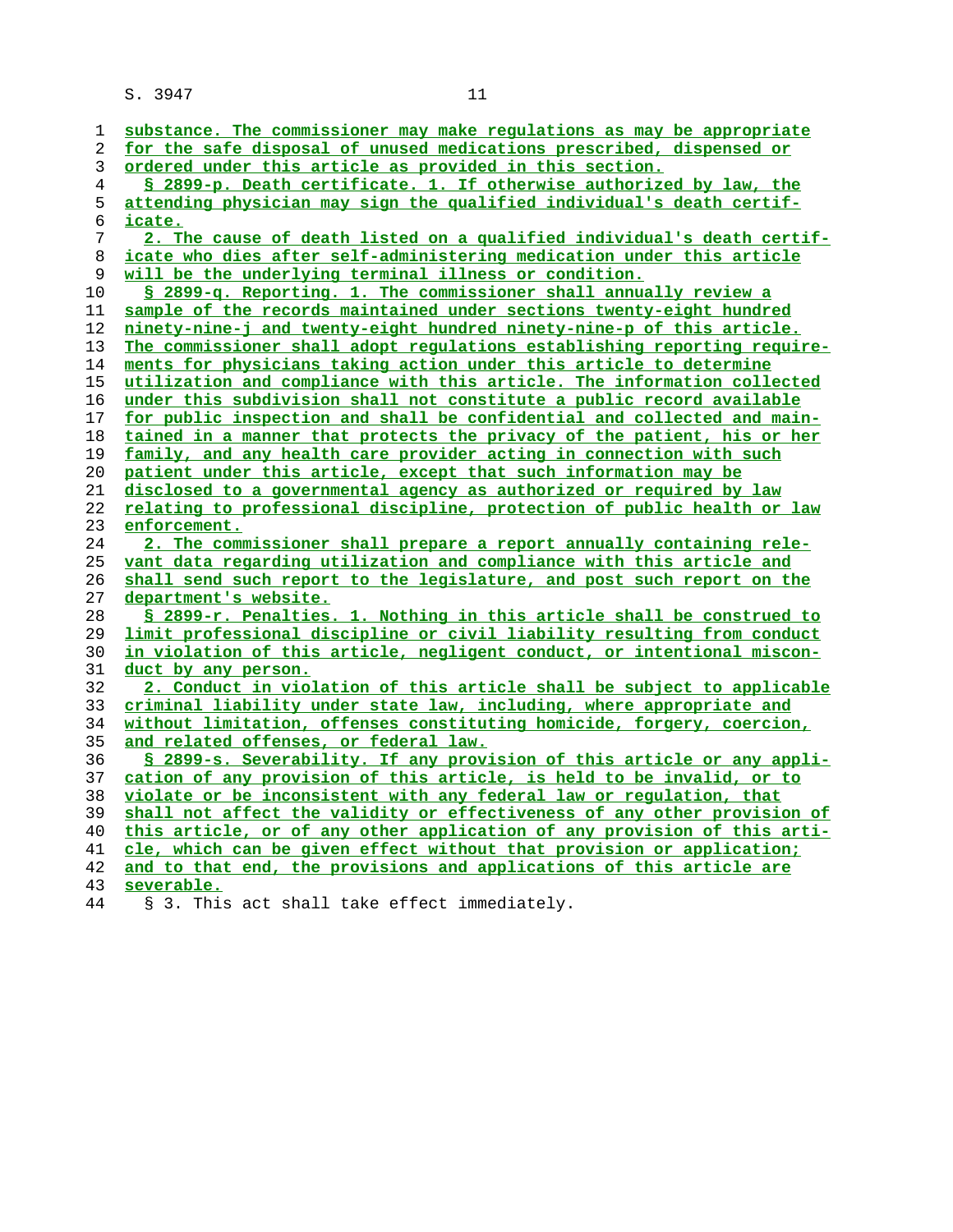substance. The commissioner may make regulations as may be appropriate for the safe disposal of unused medications prescribed, dispensed or ordered under this article as provided in this section.

§ 2899-p. Death certificate. 1. If otherwise authorized by law, the attending physician may sign the qualified individual's death certificate.

2. The cause of death listed on a qualified individual's death certificate who dies after self-administering medication under this article will be the underlying terminal illness or condition.

§ 2899-q. Reporting. 1. The commissioner shall annually review a sample of the records maintained under sections twenty-eight hundred ninety-nine-j and twenty-eight hundred ninety-nine-p of this article. The commissioner shall adopt regulations establishing reporting requirements for physicians taking action under this article to determine utilization and compliance with this article. The information collected under this subdivision shall not constitute a public record available for public inspection and shall be confidential and collected and maintained in a manner that protects the privacy of the patient, his or her family, and any health care provider acting in connection with such patient under this article, except that such information may be disclosed to a governmental agency as authorized or required by law relating to professional discipline, protection of public health or law enforcement.

2. The commissioner shall prepare a report annually containing relevant data regarding utilization and compliance with this article and shall send such report to the legislature, and post such report on the department's website.

§ 2899-r. Penalties. 1. Nothing in this article shall be construed to limit professional discipline or civil liability resulting from conduct in violation of this article, negligent conduct, or intentional misconduct by any person.

2. Conduct in violation of this article shall be subject to applicable criminal liability under state law, including, where appropriate and without limitation, offenses constituting homicide, forgery, coercion, and related offenses, or federal law.

§ 2899-s. Severability. If any provision of this article or any application of any provision of this article, is held to be invalid, or to violate or be inconsistent with any federal law or regulation, that shall not affect the validity or effectiveness of any other provision of this article, or of any other application of any provision of this article, which can be given effect without that provision or application; and to that end, the provisions and applications of this article are severable.

§ 3. This act shall take effect immediately.